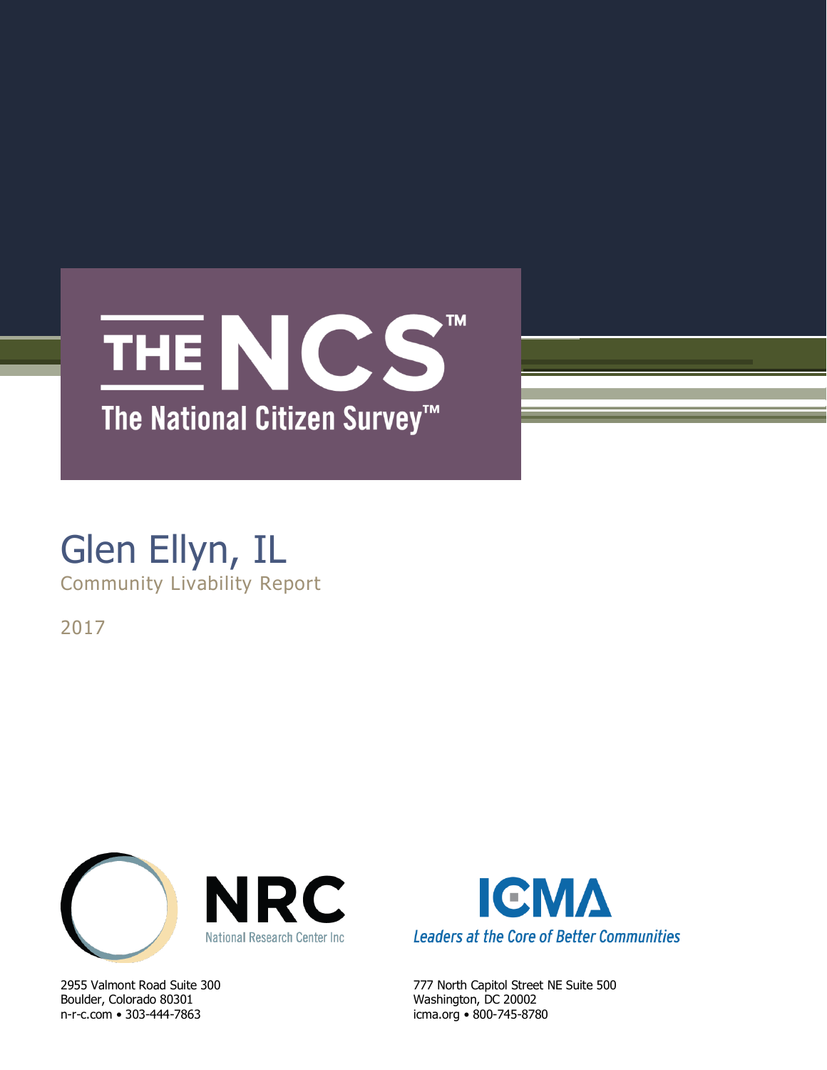# THE NCS™

## The National Citizen Survey™

# Glen Ellyn, IL

Community Livability Report

2017

NRC
National Research Center Inc

2955 Valmont Road Suite 300
Boulder, Colorado 80301
n-r-c.com • 303-444-7863

ICMA
*Leaders at the Core of Better Communities*

777 North Capitol Street NE Suite 500
Washington, DC 20002
icma.org • 800-745-8780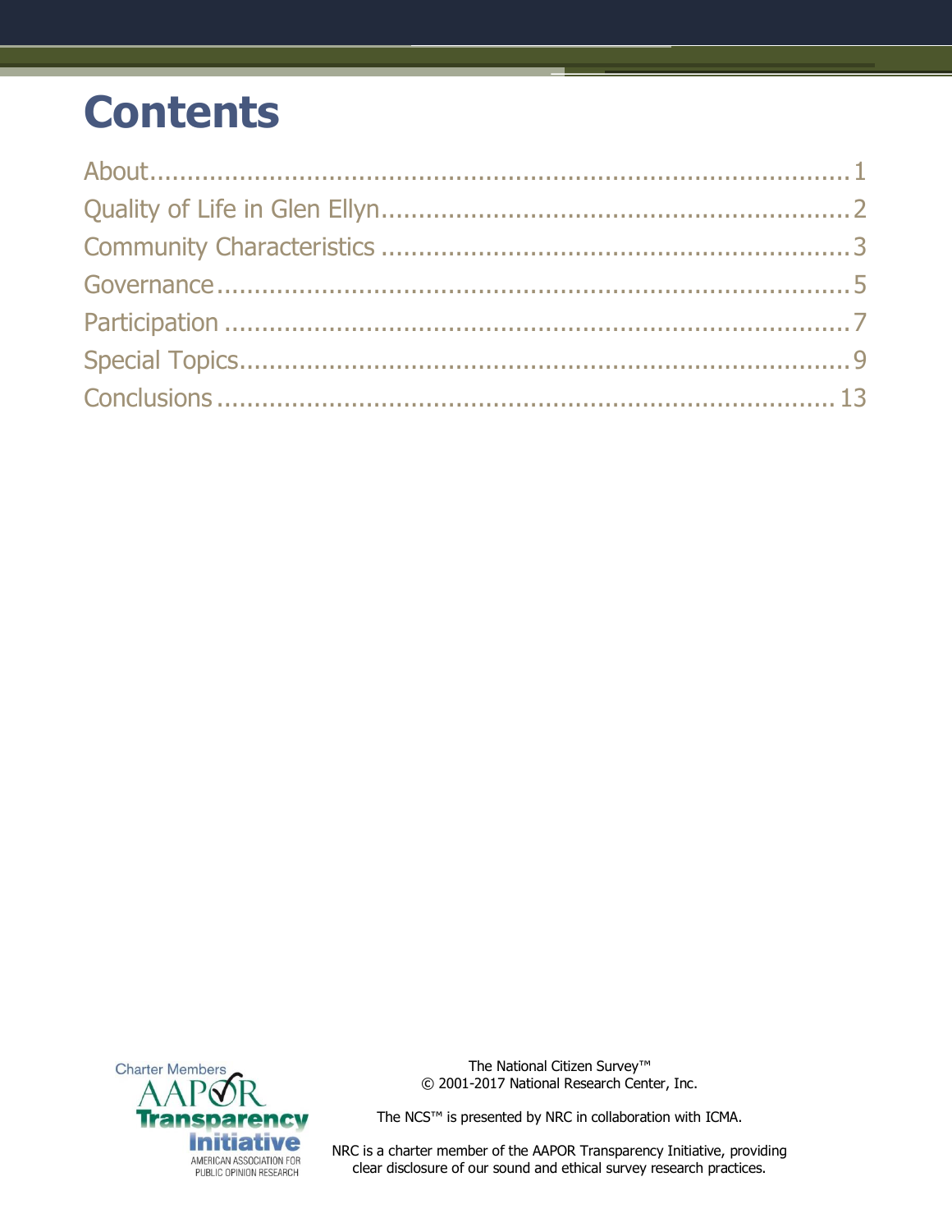# Contents

About....................................................................................1
Quality of Life in Glen Ellyn...............................................................2
Community Characteristics ...............................................................3
Governance..........................................................................................5
Participation .........................................................................................7
Special Topics.......................................................................................9
Conclusions ........................................................................................13

The National Citizen Survey™
© 2001-2017 National Research Center, Inc.

The NCS™ is presented by NRC in collaboration with ICMA.

NRC is a charter member of the AAPOR Transparency Initiative, providing clear disclosure of our sound and ethical survey research practices.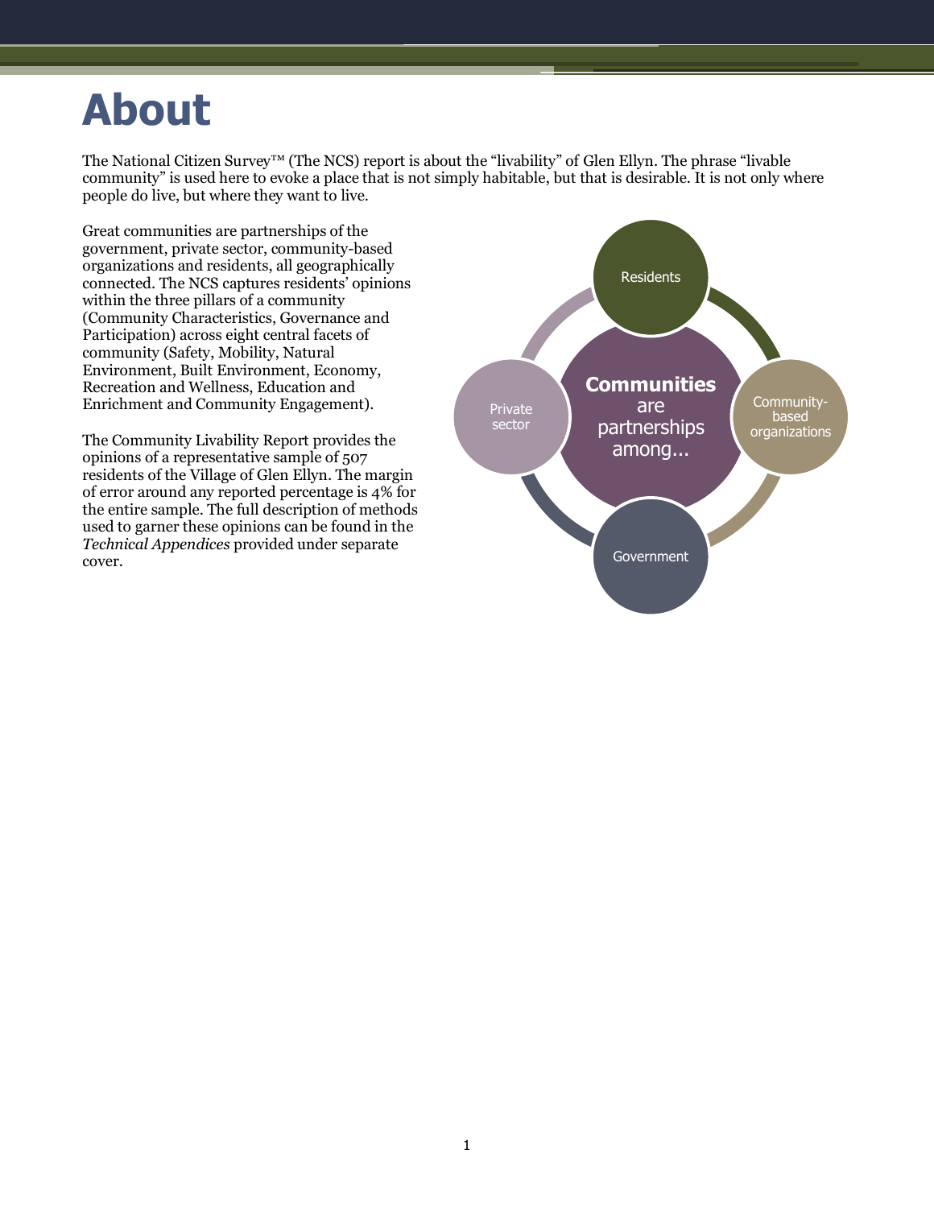# About

The National Citizen Survey™ (The NCS) report is about the "livability" of Glen Ellyn. The phrase "livable community" is used here to evoke a place that is not simply habitable, but that is desirable. It is not only where people do live, but where they want to live.

Great communities are partnerships of the government, private sector, community-based organizations and residents, all geographically connected. The NCS captures residents' opinions within the three pillars of a community (Community Characteristics, Governance and Participation) across eight central facets of community (Safety, Mobility, Natural Environment, Built Environment, Economy, Recreation and Wellness, Education and Enrichment and Community Engagement).

The Community Livability Report provides the opinions of a representative sample of 507 residents of the Village of Glen Ellyn. The margin of error around any reported percentage is 4% for the entire sample. The full description of methods used to garner these opinions can be found in the *Technical Appendices* provided under separate cover.

**Communities** are partnerships among...

- Residents
- Community-based organizations
- Government
- Private sector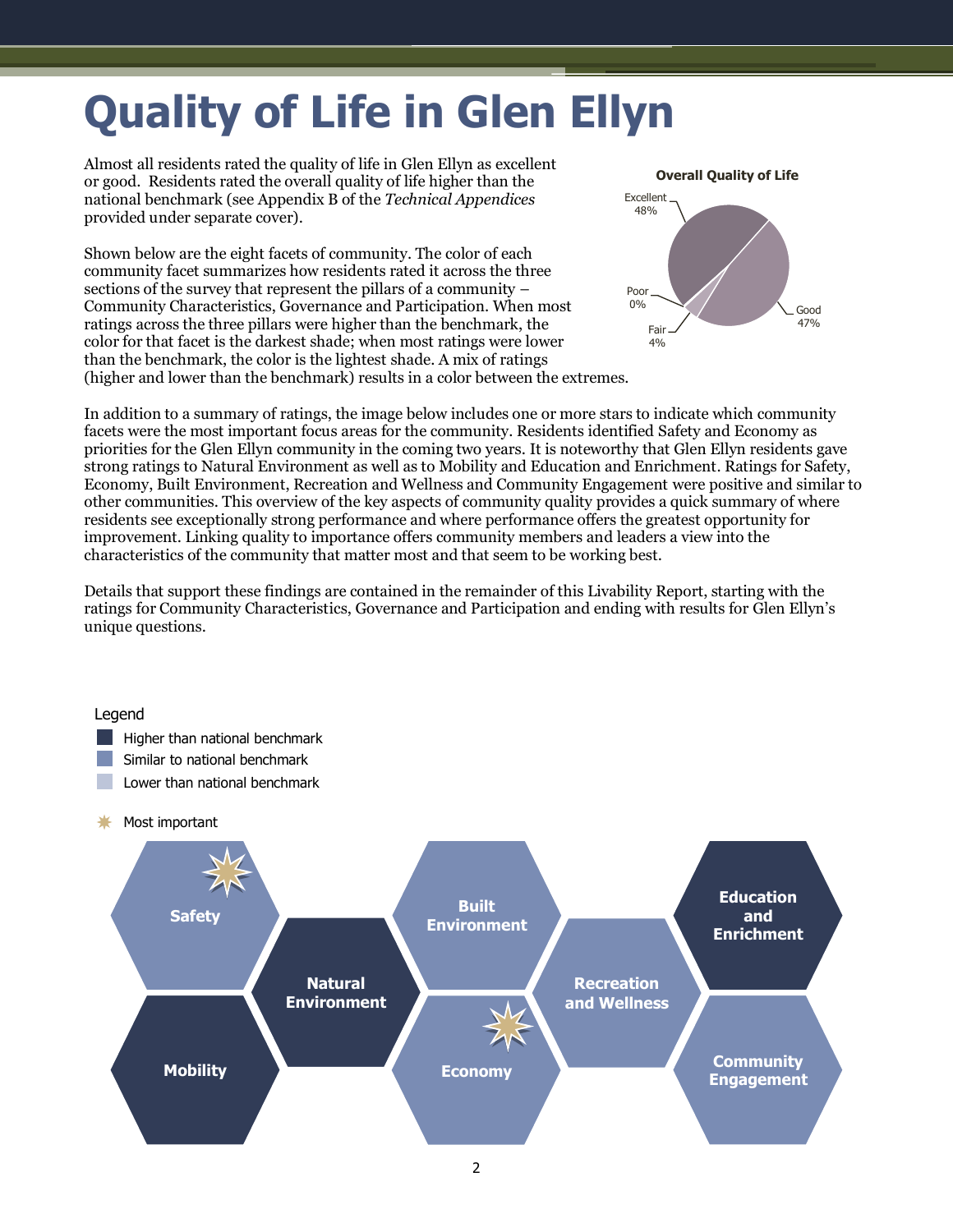# Quality of Life in Glen Ellyn

Almost all residents rated the quality of life in Glen Ellyn as excellent or good. Residents rated the overall quality of life higher than the national benchmark (see Appendix B of the *Technical Appendices* provided under separate cover).

**Overall Quality of Life**

| Rating | Percent |
|---|---|
| Excellent | 48% |
| Good | 47% |
| Fair | 4% |
| Poor | 0% |

Shown below are the eight facets of community. The color of each community facet summarizes how residents rated it across the three sections of the survey that represent the pillars of a community – Community Characteristics, Governance and Participation. When most ratings across the three pillars were higher than the benchmark, the color for that facet is the darkest shade; when most ratings were lower than the benchmark, the color is the lightest shade. A mix of ratings (higher and lower than the benchmark) results in a color between the extremes.

In addition to a summary of ratings, the image below includes one or more stars to indicate which community facets were the most important focus areas for the community. Residents identified Safety and Economy as priorities for the Glen Ellyn community in the coming two years. It is noteworthy that Glen Ellyn residents gave strong ratings to Natural Environment as well as to Mobility and Education and Enrichment. Ratings for Safety, Economy, Built Environment, Recreation and Wellness and Community Engagement were positive and similar to other communities. This overview of the key aspects of community quality provides a quick summary of where residents see exceptionally strong performance and where performance offers the greatest opportunity for improvement. Linking quality to importance offers community members and leaders a view into the characteristics of the community that matter most and that seem to be working best.

Details that support these findings are contained in the remainder of this Livability Report, starting with the ratings for Community Characteristics, Governance and Participation and ending with results for Glen Ellyn's unique questions.

Legend
- Higher than national benchmark
- Similar to national benchmark
- Lower than national benchmark
- ✷ Most important

| Facet | Rating | Most important |
|---|---|---|
| Safety | Similar to national benchmark | ✷ |
| Mobility | Higher than national benchmark | |
| Natural Environment | Higher than national benchmark | |
| Built Environment | Similar to national benchmark | |
| Economy | Similar to national benchmark | ✷ |
| Recreation and Wellness | Similar to national benchmark | |
| Education and Enrichment | Higher than national benchmark | |
| Community Engagement | Similar to national benchmark | |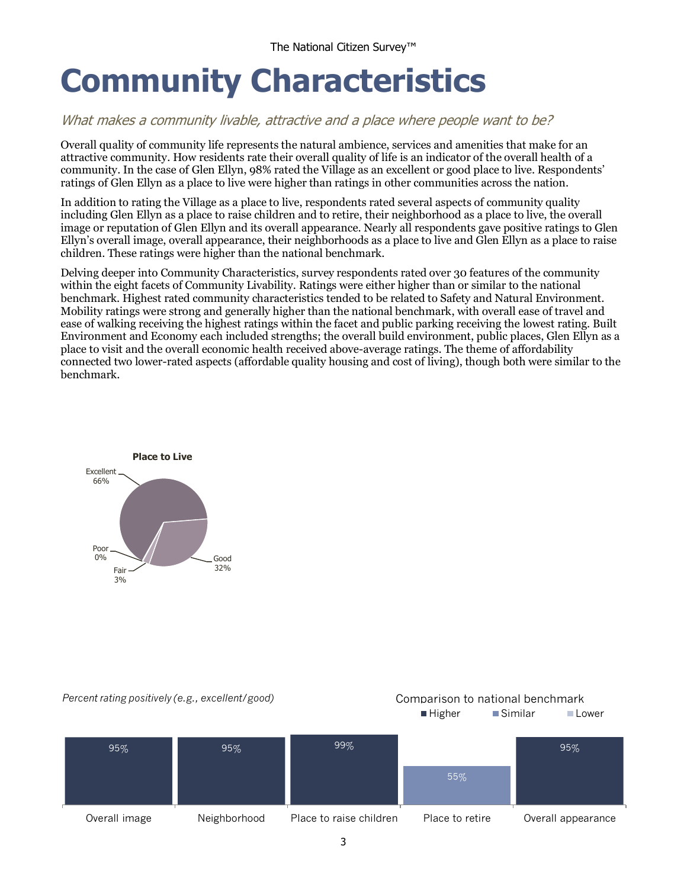# Community Characteristics

*What makes a community livable, attractive and a place where people want to be?*

Overall quality of community life represents the natural ambience, services and amenities that make for an attractive community. How residents rate their overall quality of life is an indicator of the overall health of a community. In the case of Glen Ellyn, 98% rated the Village as an excellent or good place to live. Respondents' ratings of Glen Ellyn as a place to live were higher than ratings in other communities across the nation.

In addition to rating the Village as a place to live, respondents rated several aspects of community quality including Glen Ellyn as a place to raise children and to retire, their neighborhood as a place to live, the overall image or reputation of Glen Ellyn and its overall appearance. Nearly all respondents gave positive ratings to Glen Ellyn's overall image, overall appearance, their neighborhoods as a place to live and Glen Ellyn as a place to raise children. These ratings were higher than the national benchmark.

Delving deeper into Community Characteristics, survey respondents rated over 30 features of the community within the eight facets of Community Livability. Ratings were either higher than or similar to the national benchmark. Highest rated community characteristics tended to be related to Safety and Natural Environment. Mobility ratings were strong and generally higher than the national benchmark, with overall ease of travel and ease of walking receiving the highest ratings within the facet and public parking receiving the lowest rating. Built Environment and Economy each included strengths; the overall build environment, public places, Glen Ellyn as a place to visit and the overall economic health received above-average ratings. The theme of affordability connected two lower-rated aspects (affordable quality housing and cost of living), though both were similar to the benchmark.

**Place to Live**

| Rating | Percent |
|---|---|
| Excellent | 66% |
| Good | 32% |
| Fair | 3% |
| Poor | 0% |

*Percent rating positively (e.g., excellent/good)*

Comparison to national benchmark: Higher / Similar / Lower

| | Overall image | Neighborhood | Place to raise children | Place to retire | Overall appearance |
|---|---|---|---|---|---|
| Percent rating positively | 95% | 95% | 99% | 55% | 95% |
| Comparison to national benchmark | Higher | Higher | Higher | Similar | Higher |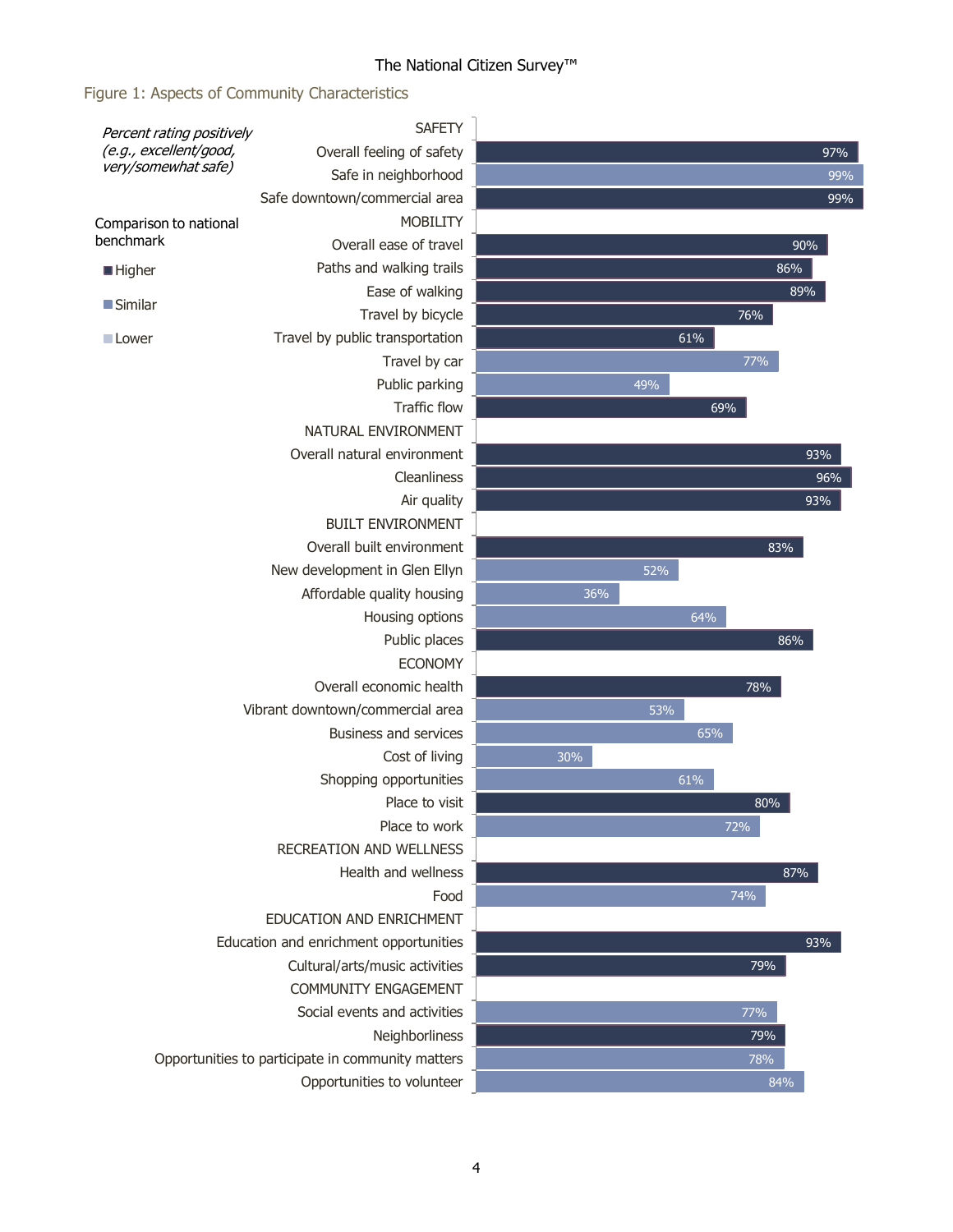## Figure 1: Aspects of Community Characteristics

*Percent rating positively (e.g., excellent/good, very/somewhat safe)*

Comparison to national benchmark: Higher / Similar / Lower

| Category | Item | Percent | Comparison to national benchmark |
|---|---|---|---|
| SAFETY | Overall feeling of safety | 97% | Higher |
| | Safe in neighborhood | 99% | Similar |
| | Safe downtown/commercial area | 99% | Higher |
| MOBILITY | Overall ease of travel | 90% | Higher |
| | Paths and walking trails | 86% | Higher |
| | Ease of walking | 89% | Higher |
| | Travel by bicycle | 76% | Higher |
| | Travel by public transportation | 61% | Higher |
| | Travel by car | 77% | Similar |
| | Public parking | 49% | Similar |
| | Traffic flow | 69% | Higher |
| NATURAL ENVIRONMENT | Overall natural environment | 93% | Higher |
| | Cleanliness | 96% | Higher |
| | Air quality | 93% | Higher |
| BUILT ENVIRONMENT | Overall built environment | 83% | Higher |
| | New development in Glen Ellyn | 52% | Similar |
| | Affordable quality housing | 36% | Similar |
| | Housing options | 64% | Similar |
| | Public places | 86% | Higher |
| ECONOMY | Overall economic health | 78% | Higher |
| | Vibrant downtown/commercial area | 53% | Similar |
| | Business and services | 65% | Similar |
| | Cost of living | 30% | Similar |
| | Shopping opportunities | 61% | Similar |
| | Place to visit | 80% | Higher |
| | Place to work | 72% | Similar |
| RECREATION AND WELLNESS | Health and wellness | 87% | Higher |
| | Food | 74% | Similar |
| EDUCATION AND ENRICHMENT | Education and enrichment opportunities | 93% | Higher |
| | Cultural/arts/music activities | 79% | Higher |
| COMMUNITY ENGAGEMENT | Social events and activities | 77% | Similar |
| | Neighborliness | 79% | Higher |
| | Opportunities to participate in community matters | 78% | Similar |
| | Opportunities to volunteer | 84% | Similar |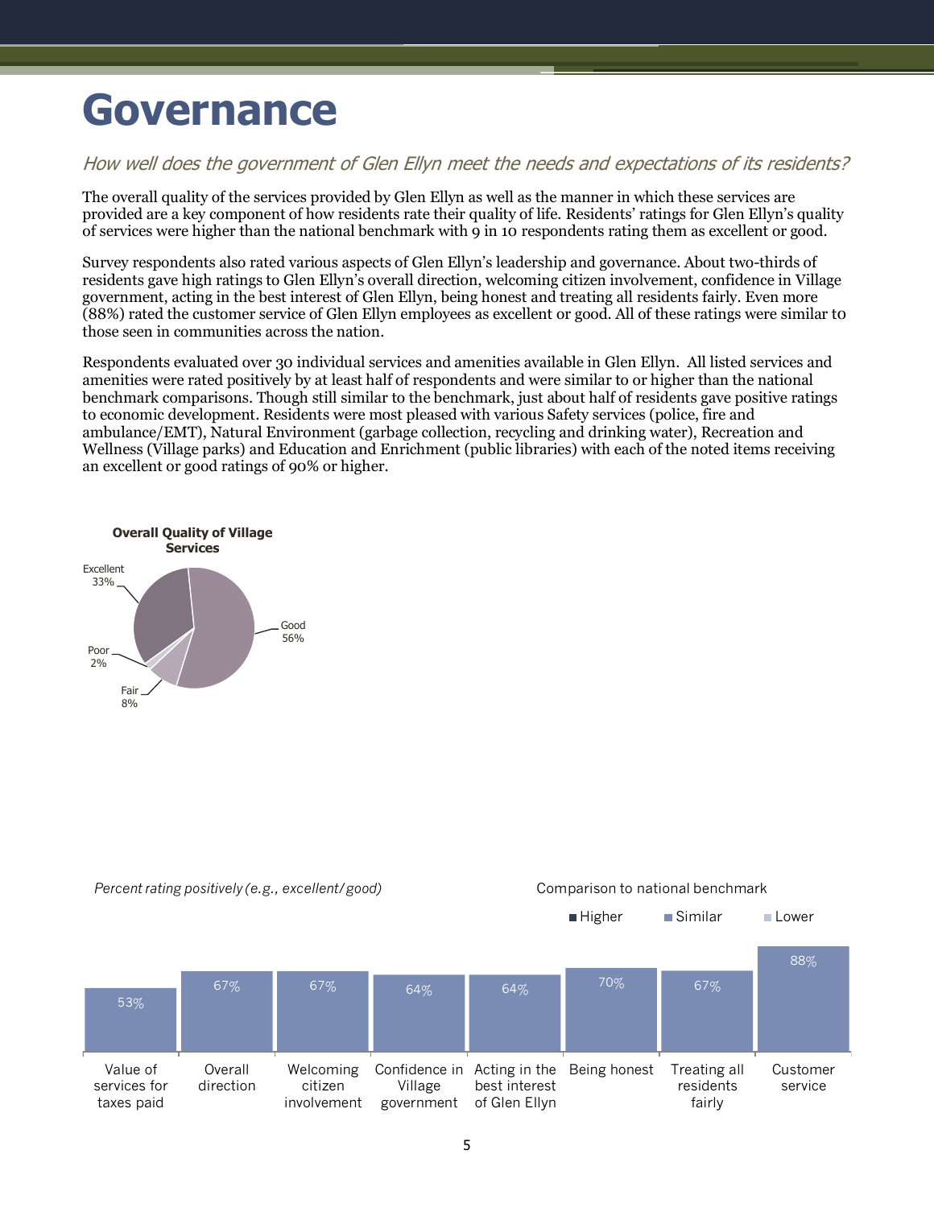# Governance

*How well does the government of Glen Ellyn meet the needs and expectations of its residents?*

The overall quality of the services provided by Glen Ellyn as well as the manner in which these services are provided are a key component of how residents rate their quality of life. Residents' ratings for Glen Ellyn's quality of services were higher than the national benchmark with 9 in 10 respondents rating them as excellent or good.

Survey respondents also rated various aspects of Glen Ellyn's leadership and governance. About two-thirds of residents gave high ratings to Glen Ellyn's overall direction, welcoming citizen involvement, confidence in Village government, acting in the best interest of Glen Ellyn, being honest and treating all residents fairly. Even more (88%) rated the customer service of Glen Ellyn employees as excellent or good. All of these ratings were similar to those seen in communities across the nation.

Respondents evaluated over 30 individual services and amenities available in Glen Ellyn. All listed services and amenities were rated positively by at least half of respondents and were similar to or higher than the national benchmark comparisons. Though still similar to the benchmark, just about half of residents gave positive ratings to economic development. Residents were most pleased with various Safety services (police, fire and ambulance/EMT), Natural Environment (garbage collection, recycling and drinking water), Recreation and Wellness (Village parks) and Education and Enrichment (public libraries) with each of the noted items receiving an excellent or good ratings of 90% or higher.

**Overall Quality of Village Services**

| Rating | Percent |
|---|---|
| Excellent | 33% |
| Good | 56% |
| Fair | 8% |
| Poor | 2% |

*Percent rating positively (e.g., excellent/good)*

Comparison to national benchmark: Higher / Similar / Lower

| Item | Percent rating positively | Comparison to national benchmark |
|---|---|---|
| Value of services for taxes paid | 53% | Similar |
| Overall direction | 67% | Similar |
| Welcoming citizen involvement | 67% | Similar |
| Confidence in Village government | 64% | Similar |
| Acting in the best interest of Glen Ellyn | 64% | Similar |
| Being honest | 70% | Similar |
| Treating all residents fairly | 67% | Similar |
| Customer service | 88% | Similar |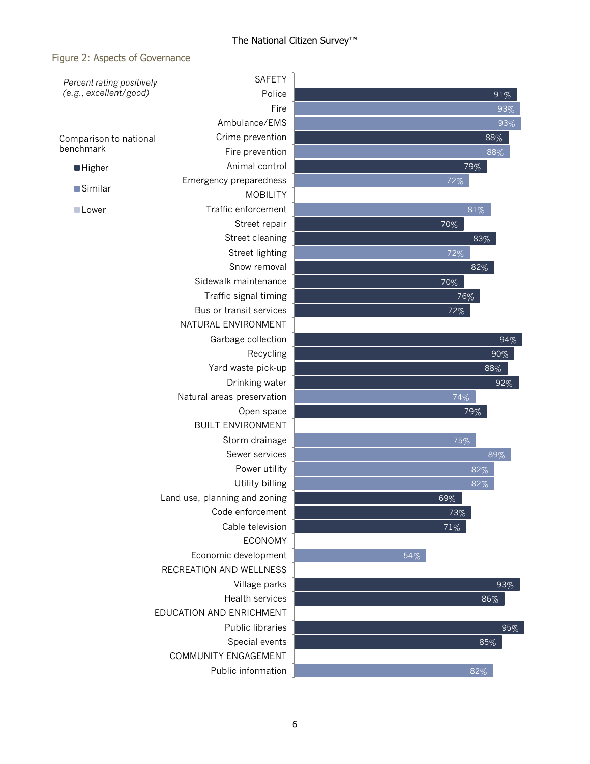## Figure 2: Aspects of Governance

*Percent rating positively (e.g., excellent/good)*

Comparison to national benchmark: Higher / Similar / Lower

| Category / Aspect | Percent rating positively | Comparison to national benchmark |
|---|---|---|
| **SAFETY** | | |
| Police | 91% | Higher |
| Fire | 93% | Similar |
| Ambulance/EMS | 93% | Similar |
| Crime prevention | 88% | Higher |
| Fire prevention | 88% | Similar |
| Animal control | 79% | Higher |
| Emergency preparedness | 72% | Similar |
| **MOBILITY** | | |
| Traffic enforcement | 81% | Similar |
| Street repair | 70% | Higher |
| Street cleaning | 83% | Higher |
| Street lighting | 72% | Similar |
| Snow removal | 82% | Higher |
| Sidewalk maintenance | 70% | Higher |
| Traffic signal timing | 76% | Higher |
| Bus or transit services | 72% | Higher |
| **NATURAL ENVIRONMENT** | | |
| Garbage collection | 94% | Higher |
| Recycling | 90% | Higher |
| Yard waste pick-up | 88% | Higher |
| Drinking water | 92% | Higher |
| Natural areas preservation | 74% | Similar |
| Open space | 79% | Higher |
| **BUILT ENVIRONMENT** | | |
| Storm drainage | 75% | Similar |
| Sewer services | 89% | Similar |
| Power utility | 82% | Similar |
| Utility billing | 82% | Similar |
| Land use, planning and zoning | 69% | Higher |
| Code enforcement | 73% | Higher |
| Cable television | 71% | Higher |
| **ECONOMY** | | |
| Economic development | 54% | Similar |
| **RECREATION AND WELLNESS** | | |
| Village parks | 93% | Higher |
| Health services | 86% | Higher |
| **EDUCATION AND ENRICHMENT** | | |
| Public libraries | 95% | Higher |
| Special events | 85% | Higher |
| **COMMUNITY ENGAGEMENT** | | |
| Public information | 82% | Similar |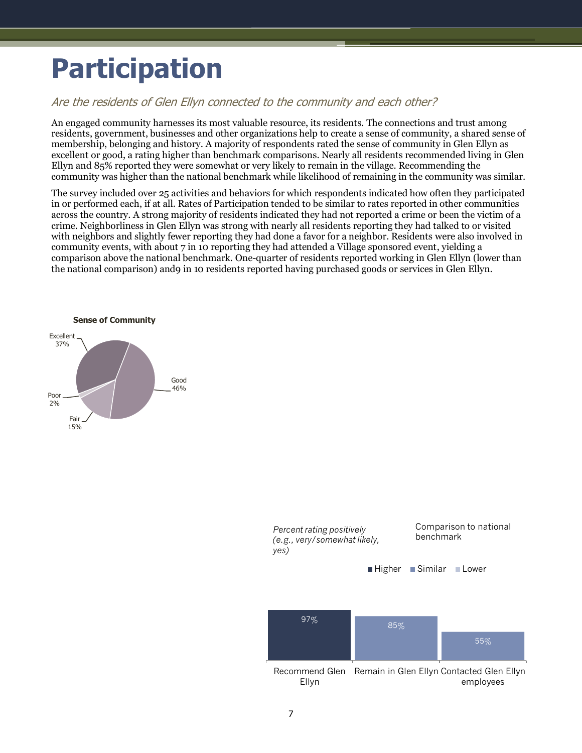# Participation

*Are the residents of Glen Ellyn connected to the community and each other?*

An engaged community harnesses its most valuable resource, its residents. The connections and trust among residents, government, businesses and other organizations help to create a sense of community, a shared sense of membership, belonging and history. A majority of respondents rated the sense of community in Glen Ellyn as excellent or good, a rating higher than benchmark comparisons. Nearly all residents recommended living in Glen Ellyn and 85% reported they were somewhat or very likely to remain in the village. Recommending the community was higher than the national benchmark while likelihood of remaining in the community was similar.

The survey included over 25 activities and behaviors for which respondents indicated how often they participated in or performed each, if at all. Rates of Participation tended to be similar to rates reported in other communities across the country. A strong majority of residents indicated they had not reported a crime or been the victim of a crime. Neighborliness in Glen Ellyn was strong with nearly all residents reporting they had talked to or visited with neighbors and slightly fewer reporting they had done a favor for a neighbor. Residents were also involved in community events, with about 7 in 10 reporting they had attended a Village sponsored event, yielding a comparison above the national benchmark. One-quarter of residents reported working in Glen Ellyn (lower than the national comparison) and9 in 10 residents reported having purchased goods or services in Glen Ellyn.

**Sense of Community**

| Rating | Percent |
|---|---|
| Excellent | 37% |
| Good | 46% |
| Fair | 15% |
| Poor | 2% |

*Percent rating positively (e.g., very/somewhat likely, yes)*

Comparison to national benchmark: Higher / Similar / Lower

| Item | Percent | Comparison to national benchmark |
|---|---|---|
| Recommend Glen Ellyn | 97% | Higher |
| Remain in Glen Ellyn | 85% | Similar |
| Contacted Glen Ellyn employees | 55% | Similar |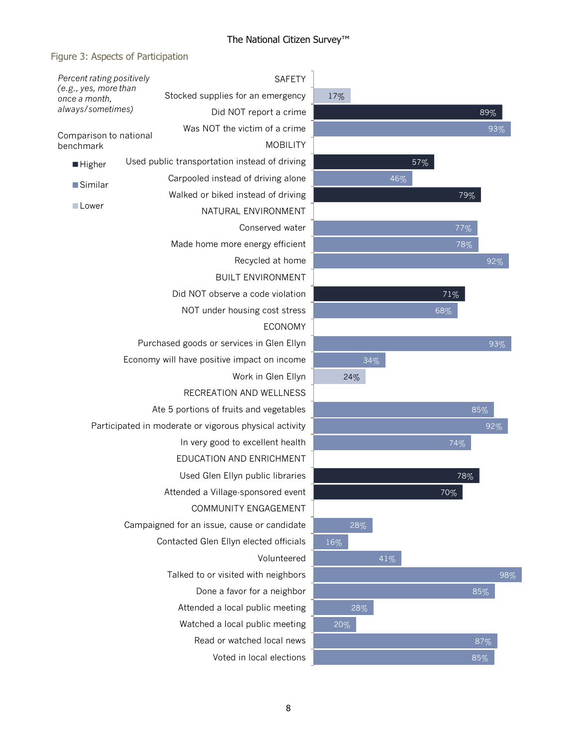## Figure 3: Aspects of Participation

*Percent rating positively (e.g., yes, more than once a month, always/sometimes)*

Comparison to national benchmark: Higher / Similar / Lower

| Category / Item | Percent | Comparison to national benchmark |
|---|---|---|
| **SAFETY** | | |
| Stocked supplies for an emergency | 17% | Lower |
| Did NOT report a crime | 89% | Higher |
| Was NOT the victim of a crime | 93% | Similar |
| **MOBILITY** | | |
| Used public transportation instead of driving | 57% | Higher |
| Carpooled instead of driving alone | 46% | Similar |
| Walked or biked instead of driving | 79% | Higher |
| **NATURAL ENVIRONMENT** | | |
| Conserved water | 77% | Similar |
| Made home more energy efficient | 78% | Similar |
| Recycled at home | 92% | Similar |
| **BUILT ENVIRONMENT** | | |
| Did NOT observe a code violation | 71% | Higher |
| NOT under housing cost stress | 68% | Similar |
| **ECONOMY** | | |
| Purchased goods or services in Glen Ellyn | 93% | Similar |
| Economy will have positive impact on income | 34% | Similar |
| Work in Glen Ellyn | 24% | Lower |
| **RECREATION AND WELLNESS** | | |
| Ate 5 portions of fruits and vegetables | 85% | Similar |
| Participated in moderate or vigorous physical activity | 92% | Similar |
| In very good to excellent health | 74% | Similar |
| **EDUCATION AND ENRICHMENT** | | |
| Used Glen Ellyn public libraries | 78% | Higher |
| Attended a Village-sponsored event | 70% | Higher |
| **COMMUNITY ENGAGEMENT** | | |
| Campaigned for an issue, cause or candidate | 28% | Similar |
| Contacted Glen Ellyn elected officials | 16% | Similar |
| Volunteered | 41% | Similar |
| Talked to or visited with neighbors | 98% | Similar |
| Done a favor for a neighbor | 85% | Similar |
| Attended a local public meeting | 28% | Similar |
| Watched a local public meeting | 20% | Similar |
| Read or watched local news | 87% | Similar |
| Voted in local elections | 85% | Similar |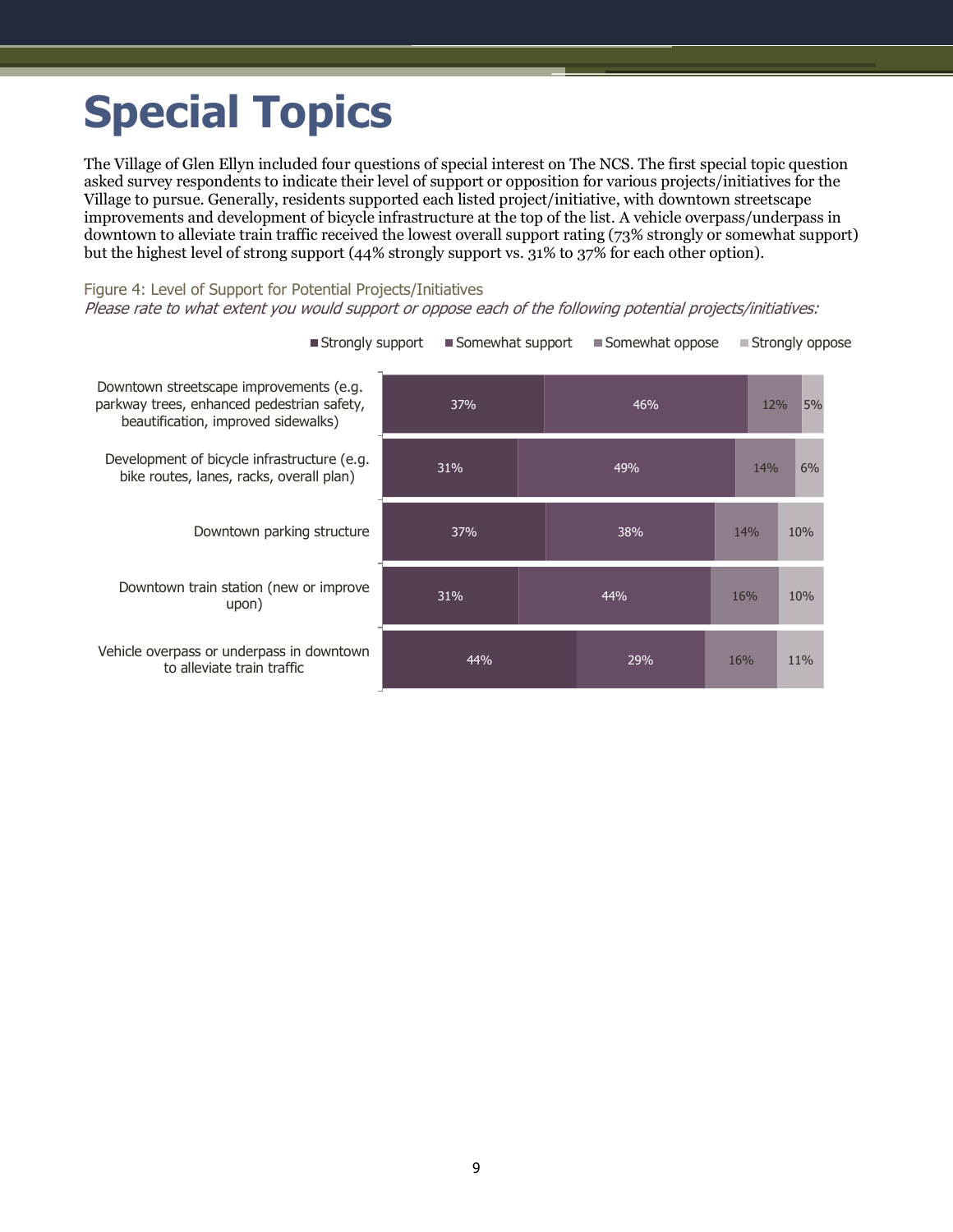# Special Topics

The Village of Glen Ellyn included four questions of special interest on The NCS. The first special topic question asked survey respondents to indicate their level of support or opposition for various projects/initiatives for the Village to pursue. Generally, residents supported each listed project/initiative, with downtown streetscape improvements and development of bicycle infrastructure at the top of the list. A vehicle overpass/underpass in downtown to alleviate train traffic received the lowest overall support rating (73% strongly or somewhat support) but the highest level of strong support (44% strongly support vs. 31% to 37% for each other option).

Figure 4: Level of Support for Potential Projects/Initiatives

*Please rate to what extent you would support or oppose each of the following potential projects/initiatives:*

| | Strongly support | Somewhat support | Somewhat oppose | Strongly oppose |
|---|---|---|---|---|
| Downtown streetscape improvements (e.g. parkway trees, enhanced pedestrian safety, beautification, improved sidewalks) | 37% | 46% | 12% | 5% |
| Development of bicycle infrastructure (e.g. bike routes, lanes, racks, overall plan) | 31% | 49% | 14% | 6% |
| Downtown parking structure | 37% | 38% | 14% | 10% |
| Downtown train station (new or improve upon) | 31% | 44% | 16% | 10% |
| Vehicle overpass or underpass in downtown to alleviate train traffic | 44% | 29% | 16% | 11% |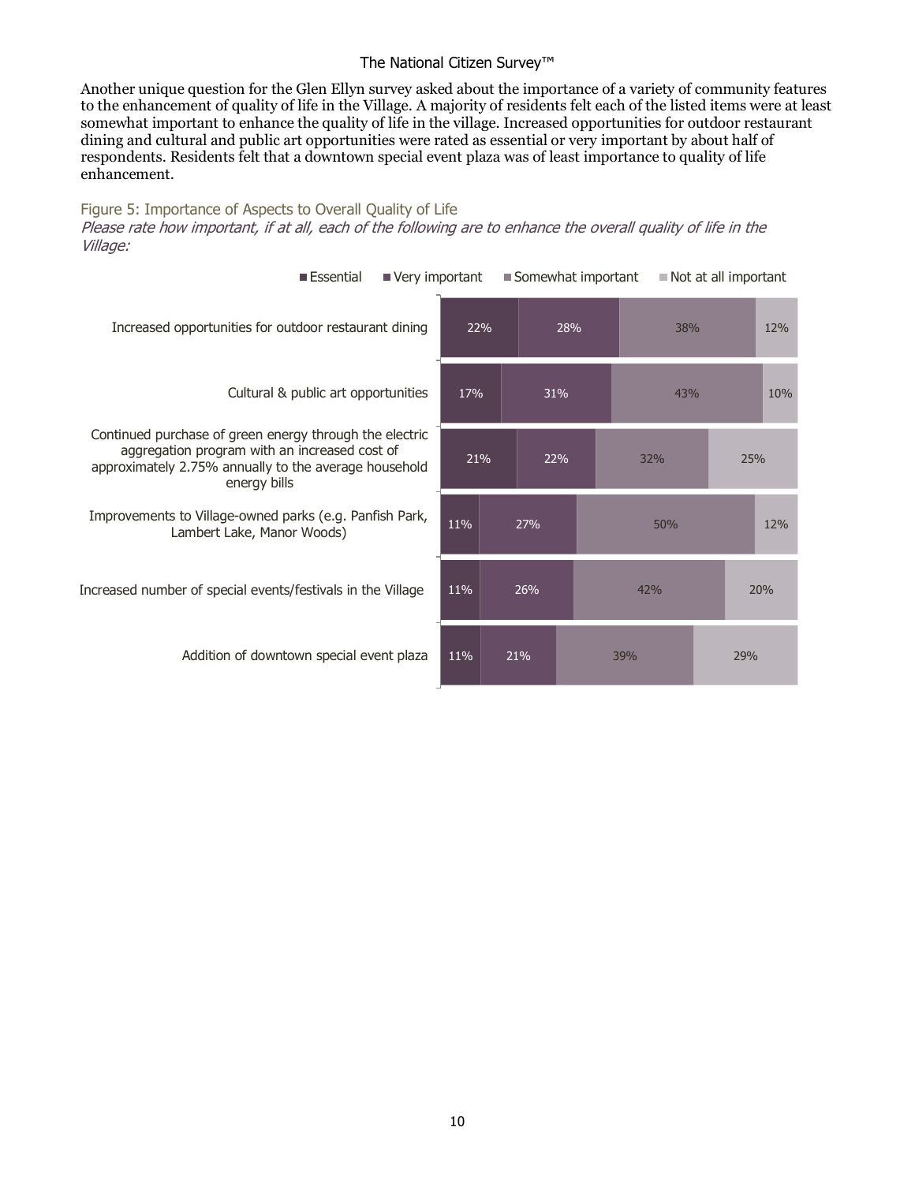Another unique question for the Glen Ellyn survey asked about the importance of a variety of community features to the enhancement of quality of life in the Village. A majority of residents felt each of the listed items were at least somewhat important to enhance the quality of life in the village. Increased opportunities for outdoor restaurant dining and cultural and public art opportunities were rated as essential or very important by about half of respondents. Residents felt that a downtown special event plaza was of least importance to quality of life enhancement.

Figure 5: Importance of Aspects to Overall Quality of Life

*Please rate how important, if at all, each of the following are to enhance the overall quality of life in the Village:*

| | Essential | Very important | Somewhat important | Not at all important |
|---|---|---|---|---|
| Increased opportunities for outdoor restaurant dining | 22% | 28% | 38% | 12% |
| Cultural & public art opportunities | 17% | 31% | 43% | 10% |
| Continued purchase of green energy through the electric aggregation program with an increased cost of approximately 2.75% annually to the average household energy bills | 21% | 22% | 32% | 25% |
| Improvements to Village-owned parks (e.g. Panfish Park, Lambert Lake, Manor Woods) | 11% | 27% | 50% | 12% |
| Increased number of special events/festivals in the Village | 11% | 26% | 42% | 20% |
| Addition of downtown special event plaza | 11% | 21% | 39% | 29% |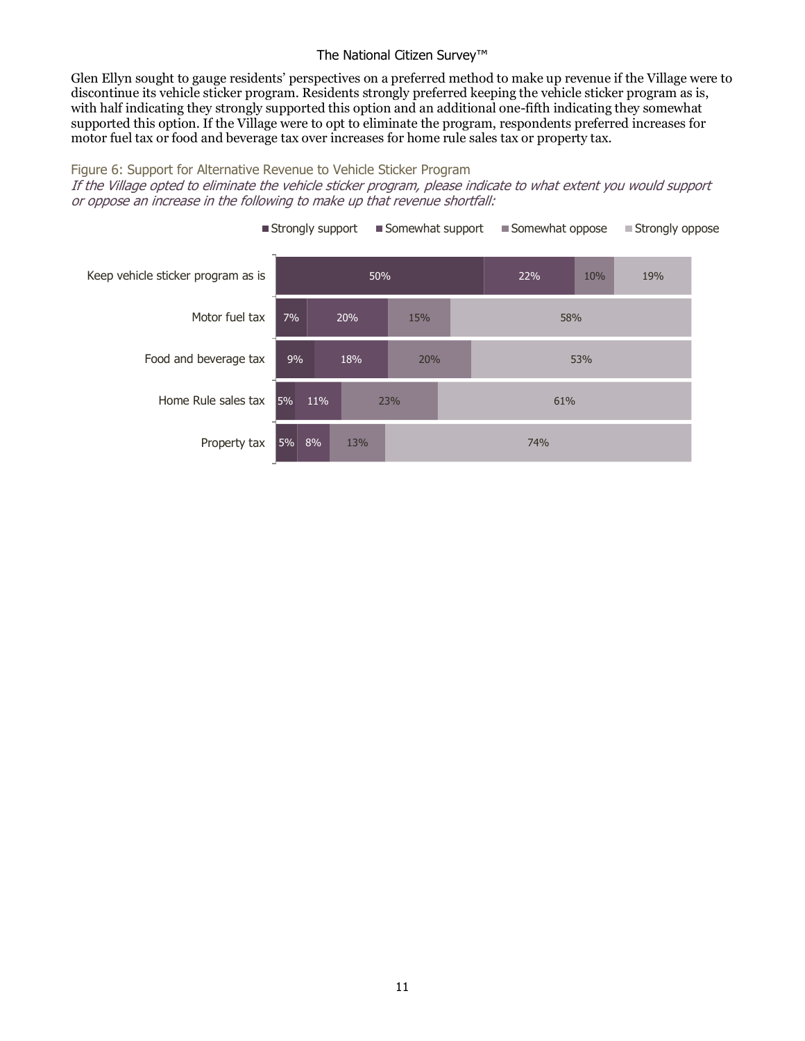Glen Ellyn sought to gauge residents' perspectives on a preferred method to make up revenue if the Village were to discontinue its vehicle sticker program. Residents strongly preferred keeping the vehicle sticker program as is, with half indicating they strongly supported this option and an additional one-fifth indicating they somewhat supported this option. If the Village were to opt to eliminate the program, respondents preferred increases for motor fuel tax or food and beverage tax over increases for home rule sales tax or property tax.

Figure 6: Support for Alternative Revenue to Vehicle Sticker Program

*If the Village opted to eliminate the vehicle sticker program, please indicate to what extent you would support or oppose an increase in the following to make up that revenue shortfall:*

| | Strongly support | Somewhat support | Somewhat oppose | Strongly oppose |
|---|---|---|---|---|
| Keep vehicle sticker program as is | 50% | 22% | 10% | 19% |
| Motor fuel tax | 7% | 20% | 15% | 58% |
| Food and beverage tax | 9% | 18% | 20% | 53% |
| Home Rule sales tax | 5% | 11% | 23% | 61% |
| Property tax | 5% | 8% | 13% | 74% |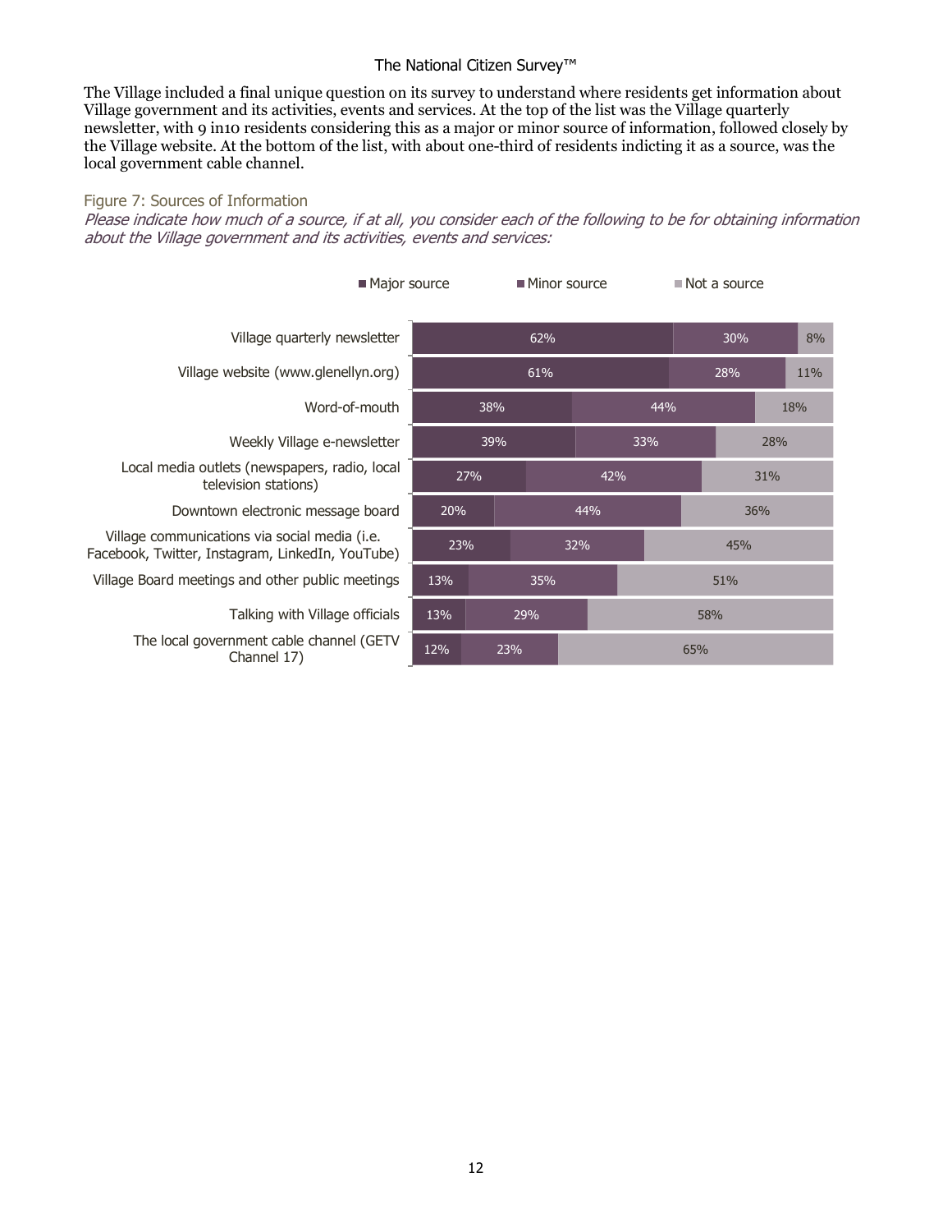The Village included a final unique question on its survey to understand where residents get information about Village government and its activities, events and services. At the top of the list was the Village quarterly newsletter, with 9 in10 residents considering this as a major or minor source of information, followed closely by the Village website. At the bottom of the list, with about one-third of residents indicting it as a source, was the local government cable channel.

Figure 7: Sources of Information

*Please indicate how much of a source, if at all, you consider each of the following to be for obtaining information about the Village government and its activities, events and services:*

| Source | Major source | Minor source | Not a source |
|---|---|---|---|
| Village quarterly newsletter | 62% | 30% | 8% |
| Village website (www.glenellyn.org) | 61% | 28% | 11% |
| Word-of-mouth | 38% | 44% | 18% |
| Weekly Village e-newsletter | 39% | 33% | 28% |
| Local media outlets (newspapers, radio, local television stations) | 27% | 42% | 31% |
| Downtown electronic message board | 20% | 44% | 36% |
| Village communications via social media (i.e. Facebook, Twitter, Instagram, LinkedIn, YouTube) | 23% | 32% | 45% |
| Village Board meetings and other public meetings | 13% | 35% | 51% |
| Talking with Village officials | 13% | 29% | 58% |
| The local government cable channel (GETV Channel 17) | 12% | 23% | 65% |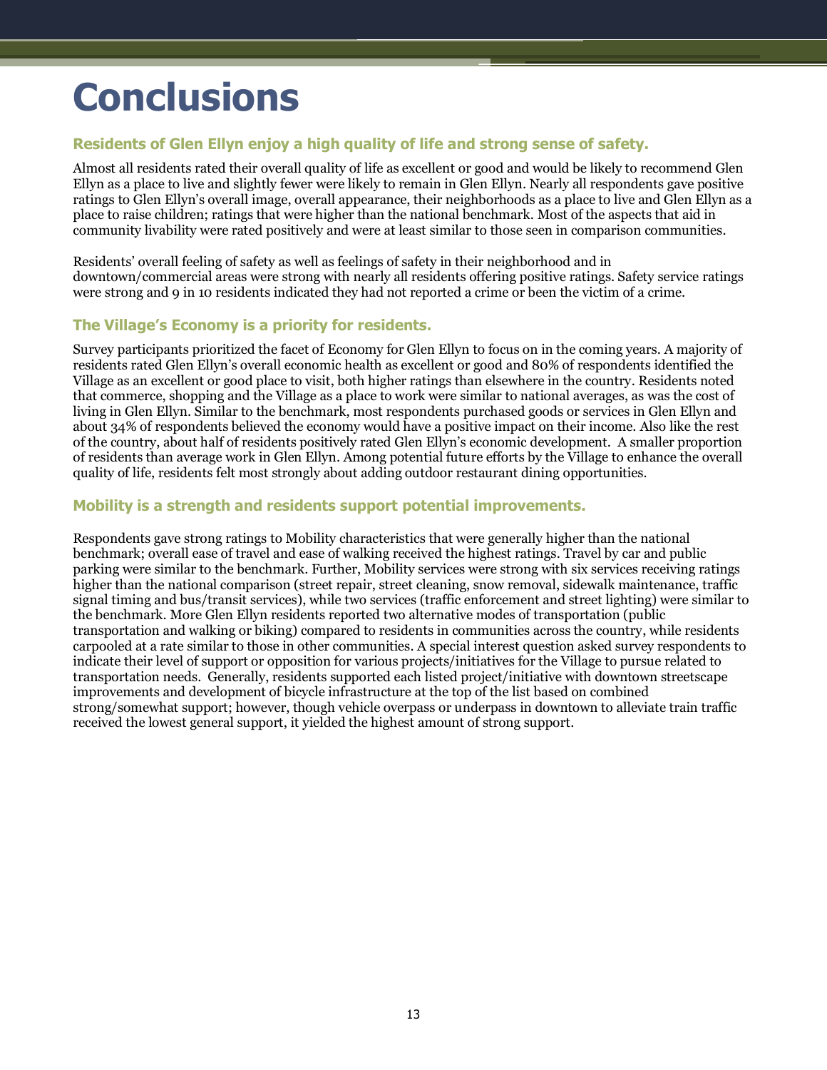# Conclusions

### Residents of Glen Ellyn enjoy a high quality of life and strong sense of safety.

Almost all residents rated their overall quality of life as excellent or good and would be likely to recommend Glen Ellyn as a place to live and slightly fewer were likely to remain in Glen Ellyn. Nearly all respondents gave positive ratings to Glen Ellyn's overall image, overall appearance, their neighborhoods as a place to live and Glen Ellyn as a place to raise children; ratings that were higher than the national benchmark. Most of the aspects that aid in community livability were rated positively and were at least similar to those seen in comparison communities.

Residents' overall feeling of safety as well as feelings of safety in their neighborhood and in downtown/commercial areas were strong with nearly all residents offering positive ratings. Safety service ratings were strong and 9 in 10 residents indicated they had not reported a crime or been the victim of a crime.

### The Village's Economy is a priority for residents.

Survey participants prioritized the facet of Economy for Glen Ellyn to focus on in the coming years. A majority of residents rated Glen Ellyn's overall economic health as excellent or good and 80% of respondents identified the Village as an excellent or good place to visit, both higher ratings than elsewhere in the country. Residents noted that commerce, shopping and the Village as a place to work were similar to national averages, as was the cost of living in Glen Ellyn. Similar to the benchmark, most respondents purchased goods or services in Glen Ellyn and about 34% of respondents believed the economy would have a positive impact on their income. Also like the rest of the country, about half of residents positively rated Glen Ellyn's economic development. A smaller proportion of residents than average work in Glen Ellyn. Among potential future efforts by the Village to enhance the overall quality of life, residents felt most strongly about adding outdoor restaurant dining opportunities.

### Mobility is a strength and residents support potential improvements.

Respondents gave strong ratings to Mobility characteristics that were generally higher than the national benchmark; overall ease of travel and ease of walking received the highest ratings. Travel by car and public parking were similar to the benchmark. Further, Mobility services were strong with six services receiving ratings higher than the national comparison (street repair, street cleaning, snow removal, sidewalk maintenance, traffic signal timing and bus/transit services), while two services (traffic enforcement and street lighting) were similar to the benchmark. More Glen Ellyn residents reported two alternative modes of transportation (public transportation and walking or biking) compared to residents in communities across the country, while residents carpooled at a rate similar to those in other communities. A special interest question asked survey respondents to indicate their level of support or opposition for various projects/initiatives for the Village to pursue related to transportation needs. Generally, residents supported each listed project/initiative with downtown streetscape improvements and development of bicycle infrastructure at the top of the list based on combined strong/somewhat support; however, though vehicle overpass or underpass in downtown to alleviate train traffic received the lowest general support, it yielded the highest amount of strong support.